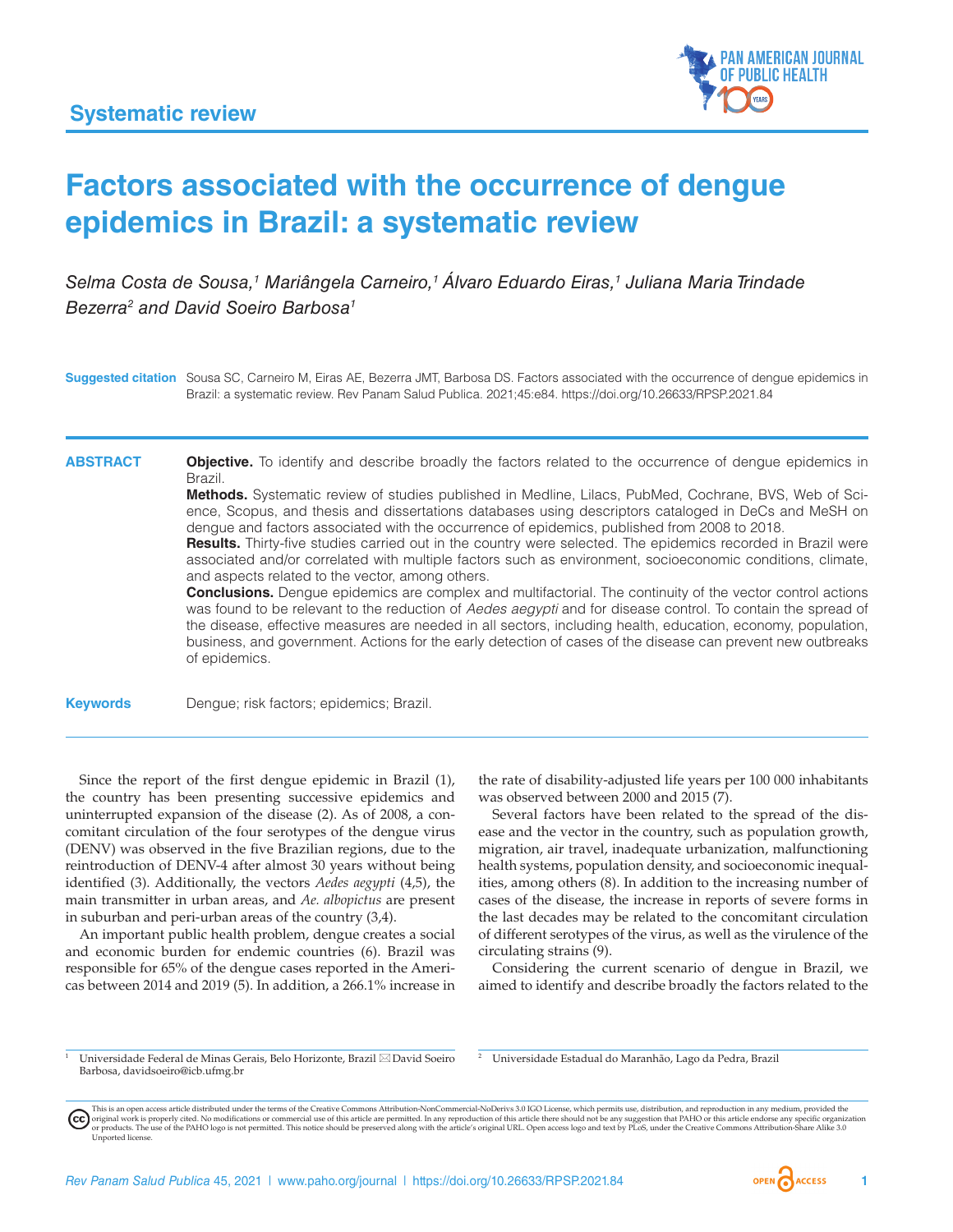Systematic review

# Factors associated with the occurrence of dengue epidemics in Brazil: a systematic review

*Selma Costa de Sousa,[1] Mariângela Carneiro,[1] Álvaro Eduardo Eiras,[1] Juliana Maria Trindade Bezerra[2] and David Soeiro Barbosa[1]*

**Suggested citation** Sousa SC, Carneiro M, Eiras AE, Bezerra JMT, Barbosa DS. Factors associated with the occurrence of dengue epidemics in Brazil: a systematic review. Rev Panam Salud Publica. 2021;45:e84. https://doi.org/10.26633/RPSP.2021.84

## ABSTRACT

**Objective.** To identify and describe broadly the factors related to the occurrence of dengue epidemics in Brazil.

**Methods.** Systematic review of studies published in Medline, Lilacs, PubMed, Cochrane, BVS, Web of Science, Scopus, and thesis and dissertations databases using descriptors cataloged in DeCs and MeSH on dengue and factors associated with the occurrence of epidemics, published from 2008 to 2018.

**Results.** Thirty-five studies carried out in the country were selected. The epidemics recorded in Brazil were associated and/or correlated with multiple factors such as environment, socioeconomic conditions, climate, and aspects related to the vector, among others.

**Conclusions.** Dengue epidemics are complex and multifactorial. The continuity of the vector control actions was found to be relevant to the reduction of *Aedes aegypti* and for disease control. To contain the spread of the disease, effective measures are needed in all sectors, including health, education, economy, population, business, and government. Actions for the early detection of cases of the disease can prevent new outbreaks of epidemics.

**Keywords** Dengue; risk factors; epidemics; Brazil.

---

Since the report of the first dengue epidemic in Brazil (1), the country has been presenting successive epidemics and uninterrupted expansion of the disease (2). As of 2008, a concomitant circulation of the four serotypes of the dengue virus (DENV) was observed in the five Brazilian regions, due to the reintroduction of DENV-4 after almost 30 years without being identified (3). Additionally, the vectors *Aedes aegypti* (4,5), the main transmitter in urban areas, and *Ae. albopictus* are present in suburban and peri-urban areas of the country (3,4).

An important public health problem, dengue creates a social and economic burden for endemic countries (6). Brazil was responsible for 65% of the dengue cases reported in the Americas between 2014 and 2019 (5). In addition, a 266.1% increase in the rate of disability-adjusted life years per 100 000 inhabitants was observed between 2000 and 2015 (7).

Several factors have been related to the spread of the disease and the vector in the country, such as population growth, migration, air travel, inadequate urbanization, malfunctioning health systems, population density, and socioeconomic inequalities, among others (8). In addition to the increasing number of cases of the disease, the increase in reports of severe forms in the last decades may be related to the concomitant circulation of different serotypes of the virus, as well as the virulence of the circulating strains (9).

Considering the current scenario of dengue in Brazil, we aimed to identify and describe broadly the factors related to the

---

[1] Universidade Federal de Minas Gerais, Belo Horizonte, Brazil ✉ David Soeiro Barbosa, davidsoeiro@icb.ufmg.br

[2] Universidade Estadual do Maranhão, Lago da Pedra, Brazil

This is an open access article distributed under the terms of the Creative Commons Attribution-NonCommercial-NoDerivs 3.0 IGO License, which permits use, distribution, and reproduction in any medium, provided the original work is properly cited. No modifications or commercial use of this article are permitted. In any reproduction of this article there should not be any suggestion that PAHO or this article endorse any specific organization or products. The use of the PAHO logo is not permitted. This notice should be preserved along with the article's original URL. Open access logo and text by PLoS, under the Creative Commons Attribution-Share Alike 3.0 Unported license.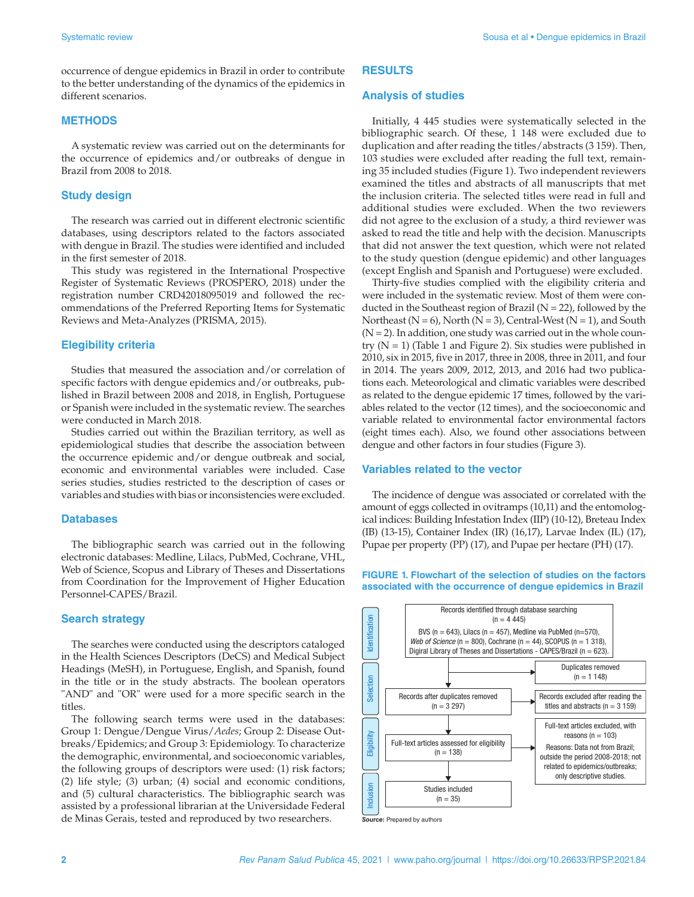occurrence of dengue epidemics in Brazil in order to contribute to the better understanding of the dynamics of the epidemics in different scenarios.

## METHODS

A systematic review was carried out on the determinants for the occurrence of epidemics and/or outbreaks of dengue in Brazil from 2008 to 2018.

### Study design

The research was carried out in different electronic scientific databases, using descriptors related to the factors associated with dengue in Brazil. The studies were identified and included in the first semester of 2018.

This study was registered in the International Prospective Register of Systematic Reviews (PROSPERO, 2018) under the registration number CRD42018095019 and followed the recommendations of the Preferred Reporting Items for Systematic Reviews and Meta-Analyzes (PRISMA, 2015).

### Elegibility criteria

Studies that measured the association and/or correlation of specific factors with dengue epidemics and/or outbreaks, published in Brazil between 2008 and 2018, in English, Portuguese or Spanish were included in the systematic review. The searches were conducted in March 2018.

Studies carried out within the Brazilian territory, as well as epidemiological studies that describe the association between the occurrence epidemic and/or dengue outbreak and social, economic and environmental variables were included. Case series studies, studies restricted to the description of cases or variables and studies with bias or inconsistencies were excluded.

### Databases

The bibliographic search was carried out in the following electronic databases: Medline, Lilacs, PubMed, Cochrane, VHL, Web of Science, Scopus and Library of Theses and Dissertations from Coordination for the Improvement of Higher Education Personnel-CAPES/Brazil.

### Search strategy

The searches were conducted using the descriptors cataloged in the Health Sciences Descriptors (DeCS) and Medical Subject Headings (MeSH), in Portuguese, English, and Spanish, found in the title or in the study abstracts. The boolean operators "AND" and "OR" were used for a more specific search in the titles.

The following search terms were used in the databases: Group 1: Dengue/Dengue Virus/*Aedes*; Group 2: Disease Outbreaks/Epidemics; and Group 3: Epidemiology. To characterize the demographic, environmental, and socioeconomic variables, the following groups of descriptors were used: (1) risk factors; (2) life style; (3) urban; (4) social and economic conditions, and (5) cultural characteristics. The bibliographic search was assisted by a professional librarian at the Universidade Federal de Minas Gerais, tested and reproduced by two researchers.

## RESULTS

### Analysis of studies

Initially, 4 445 studies were systematically selected in the bibliographic search. Of these, 1 148 were excluded due to duplication and after reading the titles/abstracts (3 159). Then, 103 studies were excluded after reading the full text, remaining 35 included studies (Figure 1). Two independent reviewers examined the titles and abstracts of all manuscripts that met the inclusion criteria. The selected titles were read in full and additional studies were excluded. When the two reviewers did not agree to the exclusion of a study, a third reviewer was asked to read the title and help with the decision. Manuscripts that did not answer the text question, which were not related to the study question (dengue epidemic) and other languages (except English and Spanish and Portuguese) were excluded.

Thirty-five studies complied with the eligibility criteria and were included in the systematic review. Most of them were conducted in the Southeast region of Brazil (N = 22), followed by the Northeast (N = 6), North (N = 3), Central-West (N = 1), and South (N = 2). In addition, one study was carried out in the whole country (N = 1) (Table 1 and Figure 2). Six studies were published in 2010, six in 2015, five in 2008, six in 2017, three in 2011, and four in 2014. The years 2009, 2012, 2013, and 2016 had two publications each. Meteorological and climatic variables were described as related to the dengue epidemic 17 times, followed by the variables related to the vector (12 times), and the socioeconomic and variable related to environmental factor environmental factors (eight times each). Also, we found other associations between dengue and other factors in four studies (Figure 3).

### Variables related to the vector

The incidence of dengue was associated or correlated with the amount of eggs collected in ovitramps (10,11) and the entomological indices: Building Infestation Index (IIP) (10-12), Breteau Index (IB) (13-15), Container Index (IR) (16,17), Larvae Index (IL) (17), Pupae per property (PP) (17), and Pupae per hectare (PH) (17).

**FIGURE 1. Flowchart of the selection of studies on the factors associated with the occurrence of dengue epidemics in Brazil**

- **Identification**: Records identified through database searching (n = 4 445). BVS (n = 643), Lilacs (n = 457), Medline via PubMed (n=570), *Web of Science* (n = 800), Cochrane (n = 44), SCOPUS (n = 1 318), Digiral Library of Theses and Dissertations - CAPES/Brazil (n = 623).
  - Duplicates removed (n = 1 148)
- **Selection**: Records after duplicates removed (n = 3 297)
  - Records excluded after reading the titles and abstracts (n = 3 159)
- **Eligibility**: Full-text articles assessed for eligibility (n = 138)
  - Full-text articles excluded, with reasons (n = 103). Reasons: Data not from Brazil; outside the period 2008-2018; not related to epidemics/outbreaks; only descriptive studies.
- **Inclusion**: Studies included (n = 35)

***Source:*** Prepared by authors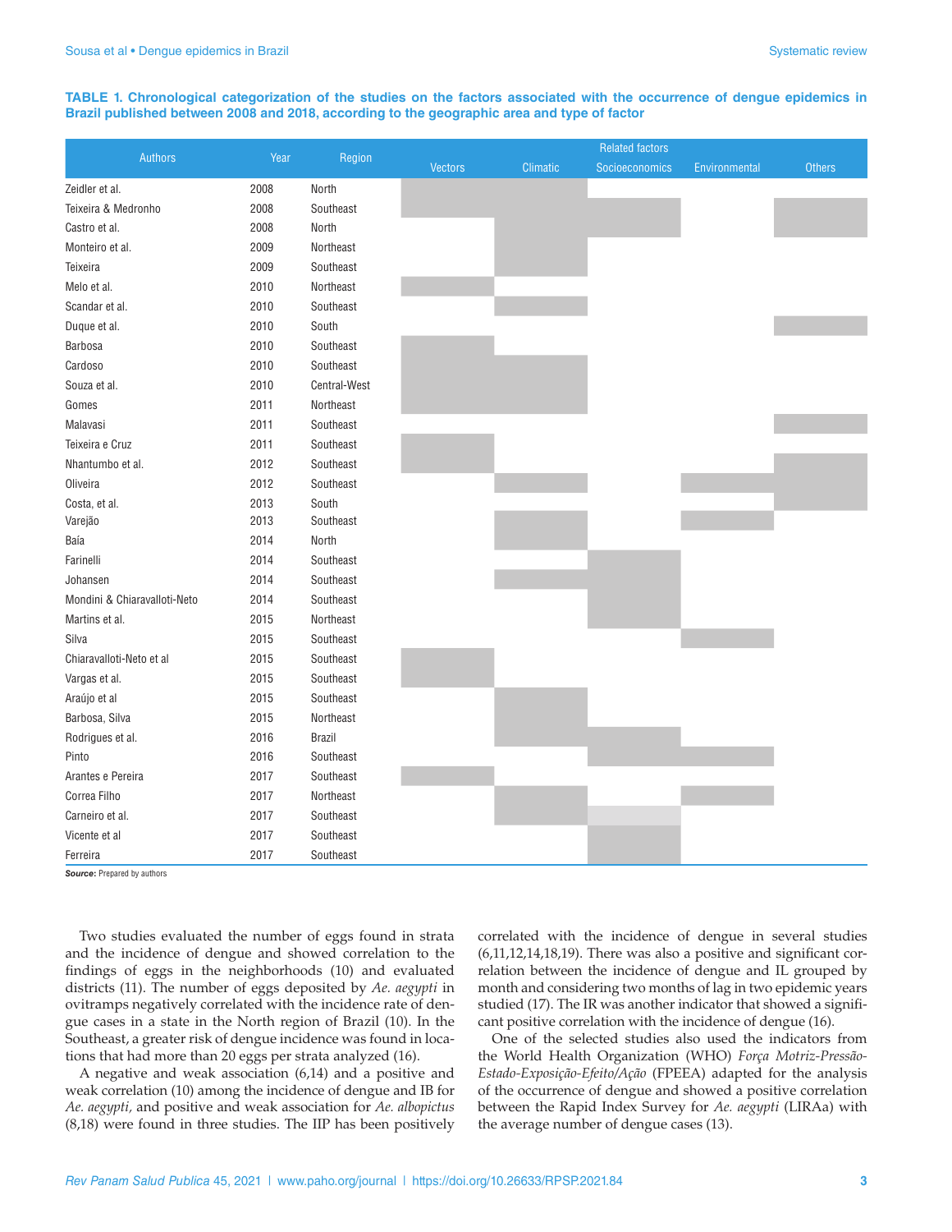**TABLE 1. Chronological categorization of the studies on the factors associated with the occurrence of dengue epidemics in Brazil published between 2008 and 2018, according to the geographic area and type of factor**

| Authors | Year | Region | Related factors | | | | |
|---|---|---|---|---|---|---|---|
| | | | Vectors | Climatic | Socioeconomics | Environmental | Others |
| Zeidler et al. | 2008 | North | X | X | | | |
| Teixeira & Medronho | 2008 | Southeast | X | X | X | | X |
| Castro et al. | 2008 | North | | X | X | | X |
| Monteiro et al. | 2009 | Northeast | | X | | | |
| Teixeira | 2009 | Southeast | | X | | | |
| Melo et al. | 2010 | Northeast | X | | | | |
| Scandar et al. | 2010 | Southeast | | X | | | |
| Duque et al. | 2010 | South | | | | | X |
| Barbosa | 2010 | Southeast | X | | | | |
| Cardoso | 2010 | Southeast | X | X | | | |
| Souza et al. | 2010 | Central-West | X | X | | | |
| Gomes | 2011 | Northeast | X | X | | | |
| Malavasi | 2011 | Southeast | | | | | X |
| Teixeira e Cruz | 2011 | Southeast | X | | | | |
| Nhantumbo et al. | 2012 | Southeast | X | | | | X |
| Oliveira | 2012 | Southeast | | X | | X | X |
| Costa, et al. | 2013 | South | | | | | X |
| Varejão | 2013 | Southeast | | X | | X | |
| Baía | 2014 | North | | X | | | |
| Farinelli | 2014 | Southeast | | | X | | |
| Johansen | 2014 | Southeast | | X | X | | |
| Mondini & Chiaravalloti-Neto | 2014 | Southeast | | | X | | |
| Martins et al. | 2015 | Northeast | | | X | | |
| Silva | 2015 | Southeast | | | | X | |
| Chiaravalloti-Neto et al | 2015 | Southeast | X | | | | |
| Vargas et al. | 2015 | Southeast | X | | | | |
| Araújo et al | 2015 | Southeast | | X | | | |
| Barbosa, Silva | 2015 | Northeast | | X | | | |
| Rodrigues et al. | 2016 | Brazil | | X | X | | |
| Pinto | 2016 | Southeast | | | X | X | |
| Arantes e Pereira | 2017 | Southeast | X | | | | |
| Correa Filho | 2017 | Northeast | | X | | X | |
| Carneiro et al. | 2017 | Southeast | | X | X | | |
| Vicente et al | 2017 | Southeast | | | X | | |
| Ferreira | 2017 | Southeast | | | X | | |

***Source:*** Prepared by authors

Two studies evaluated the number of eggs found in strata and the incidence of dengue and showed correlation to the findings of eggs in the neighborhoods (10) and evaluated districts (11). The number of eggs deposited by *Ae. aegypti* in ovitramps negatively correlated with the incidence rate of dengue cases in a state in the North region of Brazil (10). In the Southeast, a greater risk of dengue incidence was found in locations that had more than 20 eggs per strata analyzed (16).

A negative and weak association (6,14) and a positive and weak correlation (10) among the incidence of dengue and IB for *Ae. aegypti,* and positive and weak association for *Ae. albopictus* (8,18) were found in three studies. The IIP has been positively correlated with the incidence of dengue in several studies (6,11,12,14,18,19). There was also a positive and significant correlation between the incidence of dengue and IL grouped by month and considering two months of lag in two epidemic years studied (17). The IR was another indicator that showed a significant positive correlation with the incidence of dengue (16).

One of the selected studies also used the indicators from the World Health Organization (WHO) *Força Motriz-Pressão-Estado-Exposição-Efeito/Ação* (FPEEA) adapted for the analysis of the occurrence of dengue and showed a positive correlation between the Rapid Index Survey for *Ae. aegypti* (LIRAa) with the average number of dengue cases (13).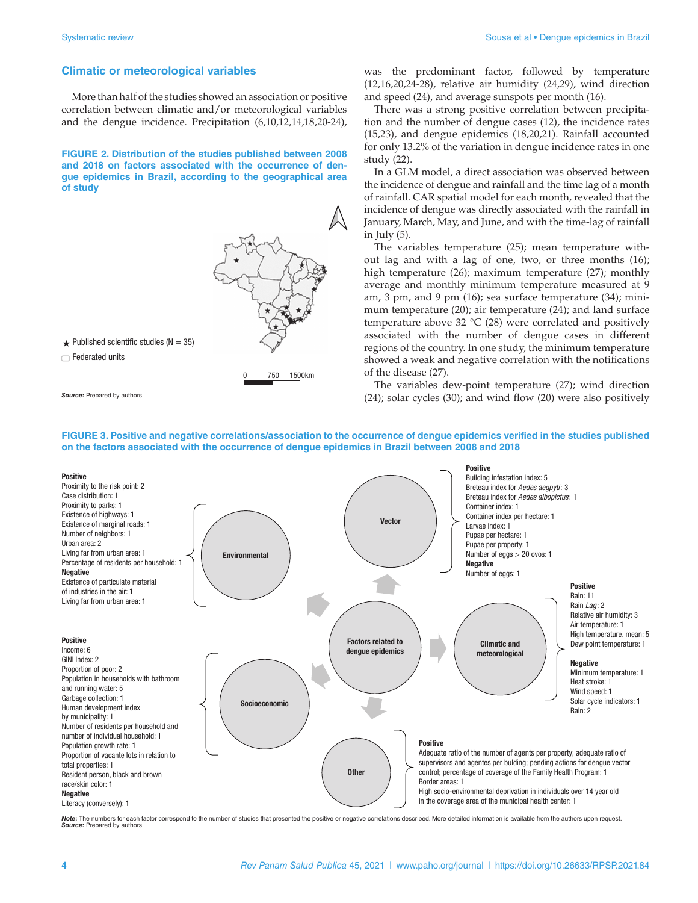### Climatic or meteorological variables

More than half of the studies showed an association or positive correlation between climatic and/or meteorological variables and the dengue incidence. Precipitation (6,10,12,14,18,20-24), was the predominant factor, followed by temperature (12,16,20,24-28), relative air humidity (24,29), wind direction and speed (24), and average sunspots per month (16).

There was a strong positive correlation between precipitation and the number of dengue cases (12), the incidence rates (15,23), and dengue epidemics (18,20,21). Rainfall accounted for only 13.2% of the variation in dengue incidence rates in one study (22).

In a GLM model, a direct association was observed between the incidence of dengue and rainfall and the time lag of a month of rainfall. CAR spatial model for each month, revealed that the incidence of dengue was directly associated with the rainfall in January, March, May, and June, and with the time-lag of rainfall in July (5).

The variables temperature (25); mean temperature without lag and with a lag of one, two, or three months (16); high temperature (26); maximum temperature (27); monthly average and monthly minimum temperature measured at 9 am, 3 pm, and 9 pm (16); sea surface temperature (34); minimum temperature (20); air temperature (24); and land surface temperature above 32 °C (28) were correlated and positively associated with the number of dengue cases in different regions of the country. In one study, the minimum temperature showed a weak and negative correlation with the notifications of the disease (27).

The variables dew-point temperature (27); wind direction (24); solar cycles (30); and wind flow (20) were also positively

**FIGURE 2. Distribution of the studies published between 2008 and 2018 on factors associated with the occurrence of dengue epidemics in Brazil, according to the geographical area of study**

★ Published scientific studies (N = 35)
Federated units

0 750 1500km

***Source:*** Prepared by authors

**FIGURE 3. Positive and negative correlations/association to the occurrence of dengue epidemics verified in the studies published on the factors associated with the occurrence of dengue epidemics in Brazil between 2008 and 2018**

Factors related to dengue epidemics

**Environmental**

**Positive**
Proximity to the risk point: 2
Case distribution: 1
Proximity to parks: 1
Existence of highways: 1
Existence of marginal roads: 1
Number of neighbors: 1
Urban area: 2
Living far from urban area: 1
Percentage of residents per household: 1

**Negative**
Existence of particulate material of industries in the air: 1
Living far from urban area: 1

**Vector**

**Positive**
Building infestation index: 5
Breteau index for *Aedes aegypti*: 3
Breteau index for *Aedes albopictus*: 1
Container index: 1
Container index per hectare: 1
Larvae index: 1
Pupae per hectare: 1
Pupae per property: 1
Number of eggs > 20 ovos: 1

**Negative**
Number of eggs: 1

**Climatic and meteorological**

**Positive**
Rain: 11
Rain *Lag*: 2
Relative air humidity: 3
Air temperature: 1
High temperature, mean: 5
Dew point temperature: 1

**Negative**
Minimum temperature: 1
Heat stroke: 1
Wind speed: 1
Solar cycle indicators: 1
Rain: 2

**Socioeconomic**

**Positive**
Income: 6
GINI Index: 2
Proportion of poor: 2
Population in households with bathroom and running water: 5
Garbage collection: 1
Human development index by municipality: 1
Number of residents per household and number of individual household: 1
Population growth rate: 1
Proportion of vacante lots in relation to total properties: 1
Resident person, black and brown race/skin color: 1

**Negative**
Literacy (conversely): 1

**Other**

**Positive**
Adequate ratio of the number of agents per property; adequate ratio of supervisors and agentes per bulding; pending actions for dengue vector control; percentage of coverage of the Family Health Program: 1
Border areas: 1
High socio-environmental deprivation in individuals over 14 year old in the coverage area of the municipal health center: 1

***Note:*** The numbers for each factor correspond to the number of studies that presented the positive or negative correlations described. More detailed information is available from the authors upon request.
***Source:*** Prepared by authors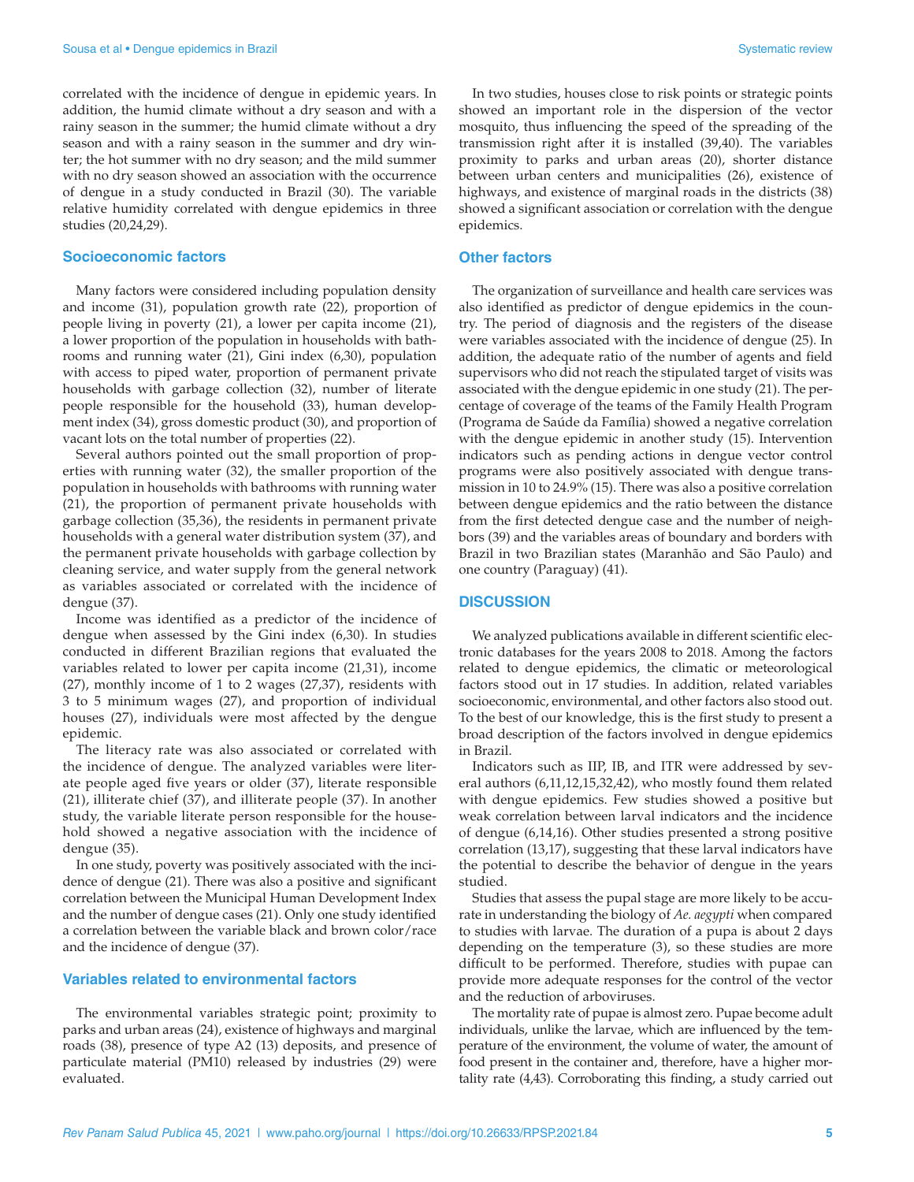correlated with the incidence of dengue in epidemic years. In addition, the humid climate without a dry season and with a rainy season in the summer; the humid climate without a dry season and with a rainy season in the summer and dry winter; the hot summer with no dry season; and the mild summer with no dry season showed an association with the occurrence of dengue in a study conducted in Brazil (30). The variable relative humidity correlated with dengue epidemics in three studies (20,24,29).

### Socioeconomic factors

Many factors were considered including population density and income (31), population growth rate (22), proportion of people living in poverty (21), a lower per capita income (21), a lower proportion of the population in households with bathrooms and running water (21), Gini index (6,30), population with access to piped water, proportion of permanent private households with garbage collection (32), number of literate people responsible for the household (33), human development index (34), gross domestic product (30), and proportion of vacant lots on the total number of properties (22).

Several authors pointed out the small proportion of properties with running water (32), the smaller proportion of the population in households with bathrooms with running water (21), the proportion of permanent private households with garbage collection (35,36), the residents in permanent private households with a general water distribution system (37), and the permanent private households with garbage collection by cleaning service, and water supply from the general network as variables associated or correlated with the incidence of dengue (37).

Income was identified as a predictor of the incidence of dengue when assessed by the Gini index (6,30). In studies conducted in different Brazilian regions that evaluated the variables related to lower per capita income (21,31), income (27), monthly income of 1 to 2 wages (27,37), residents with 3 to 5 minimum wages (27), and proportion of individual houses (27), individuals were most affected by the dengue epidemic.

The literacy rate was also associated or correlated with the incidence of dengue. The analyzed variables were literate people aged five years or older (37), literate responsible (21), illiterate chief (37), and illiterate people (37). In another study, the variable literate person responsible for the household showed a negative association with the incidence of dengue (35).

In one study, poverty was positively associated with the incidence of dengue (21). There was also a positive and significant correlation between the Municipal Human Development Index and the number of dengue cases (21). Only one study identified a correlation between the variable black and brown color/race and the incidence of dengue (37).

### Variables related to environmental factors

The environmental variables strategic point; proximity to parks and urban areas (24), existence of highways and marginal roads (38), presence of type A2 (13) deposits, and presence of particulate material (PM10) released by industries (29) were evaluated.

In two studies, houses close to risk points or strategic points showed an important role in the dispersion of the vector mosquito, thus influencing the speed of the spreading of the transmission right after it is installed (39,40). The variables proximity to parks and urban areas (20), shorter distance between urban centers and municipalities (26), existence of highways, and existence of marginal roads in the districts (38) showed a significant association or correlation with the dengue epidemics.

### Other factors

The organization of surveillance and health care services was also identified as predictor of dengue epidemics in the country. The period of diagnosis and the registers of the disease were variables associated with the incidence of dengue (25). In addition, the adequate ratio of the number of agents and field supervisors who did not reach the stipulated target of visits was associated with the dengue epidemic in one study (21). The percentage of coverage of the teams of the Family Health Program (Programa de Saúde da Família) showed a negative correlation with the dengue epidemic in another study (15). Intervention indicators such as pending actions in dengue vector control programs were also positively associated with dengue transmission in 10 to 24.9% (15). There was also a positive correlation between dengue epidemics and the ratio between the distance from the first detected dengue case and the number of neighbors (39) and the variables areas of boundary and borders with Brazil in two Brazilian states (Maranhão and São Paulo) and one country (Paraguay) (41).

## DISCUSSION

We analyzed publications available in different scientific electronic databases for the years 2008 to 2018. Among the factors related to dengue epidemics, the climatic or meteorological factors stood out in 17 studies. In addition, related variables socioeconomic, environmental, and other factors also stood out. To the best of our knowledge, this is the first study to present a broad description of the factors involved in dengue epidemics in Brazil.

Indicators such as IIP, IB, and ITR were addressed by several authors (6,11,12,15,32,42), who mostly found them related with dengue epidemics. Few studies showed a positive but weak correlation between larval indicators and the incidence of dengue (6,14,16). Other studies presented a strong positive correlation (13,17), suggesting that these larval indicators have the potential to describe the behavior of dengue in the years studied.

Studies that assess the pupal stage are more likely to be accurate in understanding the biology of *Ae. aegypti* when compared to studies with larvae. The duration of a pupa is about 2 days depending on the temperature (3), so these studies are more difficult to be performed. Therefore, studies with pupae can provide more adequate responses for the control of the vector and the reduction of arboviruses.

The mortality rate of pupae is almost zero. Pupae become adult individuals, unlike the larvae, which are influenced by the temperature of the environment, the volume of water, the amount of food present in the container and, therefore, have a higher mortality rate (4,43). Corroborating this finding, a study carried out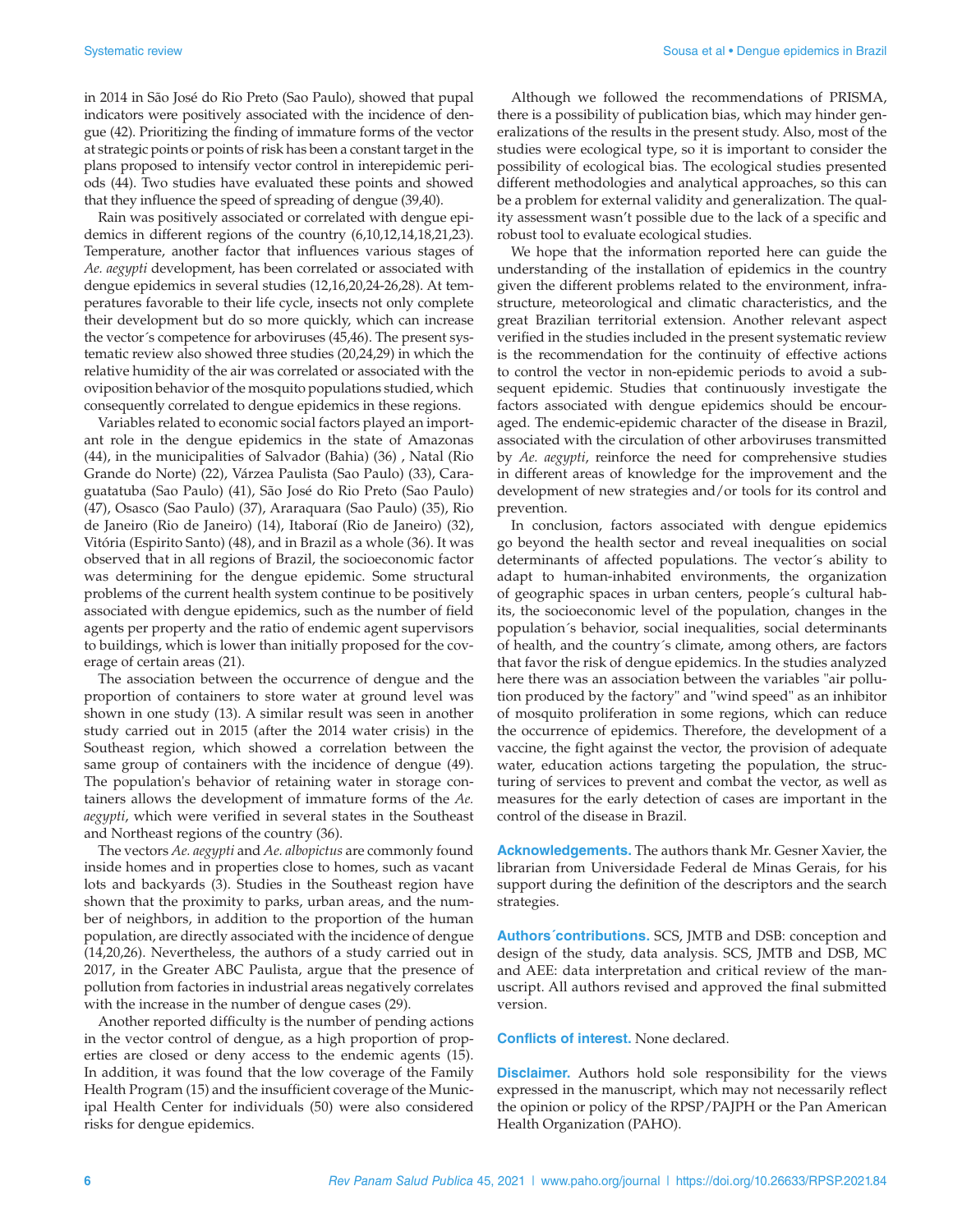in 2014 in São José do Rio Preto (Sao Paulo), showed that pupal indicators were positively associated with the incidence of dengue (42). Prioritizing the finding of immature forms of the vector at strategic points or points of risk has been a constant target in the plans proposed to intensify vector control in interepidemic periods (44). Two studies have evaluated these points and showed that they influence the speed of spreading of dengue (39,40).

Rain was positively associated or correlated with dengue epidemics in different regions of the country (6,10,12,14,18,21,23). Temperature, another factor that influences various stages of *Ae. aegypti* development, has been correlated or associated with dengue epidemics in several studies (12,16,20,24-26,28). At temperatures favorable to their life cycle, insects not only complete their development but do so more quickly, which can increase the vector´s competence for arboviruses (45,46). The present systematic review also showed three studies (20,24,29) in which the relative humidity of the air was correlated or associated with the oviposition behavior of the mosquito populations studied, which consequently correlated to dengue epidemics in these regions.

Variables related to economic social factors played an important role in the dengue epidemics in the state of Amazonas (44), in the municipalities of Salvador (Bahia) (36) , Natal (Rio Grande do Norte) (22), Várzea Paulista (Sao Paulo) (33), Caraguatatuba (Sao Paulo) (41), São José do Rio Preto (Sao Paulo) (47), Osasco (Sao Paulo) (37), Araraquara (Sao Paulo) (35), Rio de Janeiro (Rio de Janeiro) (14), Itaboraí (Rio de Janeiro) (32), Vitória (Espirito Santo) (48), and in Brazil as a whole (36). It was observed that in all regions of Brazil, the socioeconomic factor was determining for the dengue epidemic. Some structural problems of the current health system continue to be positively associated with dengue epidemics, such as the number of field agents per property and the ratio of endemic agent supervisors to buildings, which is lower than initially proposed for the coverage of certain areas (21).

The association between the occurrence of dengue and the proportion of containers to store water at ground level was shown in one study (13). A similar result was seen in another study carried out in 2015 (after the 2014 water crisis) in the Southeast region, which showed a correlation between the same group of containers with the incidence of dengue (49). The population's behavior of retaining water in storage containers allows the development of immature forms of the *Ae. aegypti*, which were verified in several states in the Southeast and Northeast regions of the country (36).

The vectors *Ae. aegypti* and *Ae. albopictus* are commonly found inside homes and in properties close to homes, such as vacant lots and backyards (3). Studies in the Southeast region have shown that the proximity to parks, urban areas, and the number of neighbors, in addition to the proportion of the human population, are directly associated with the incidence of dengue (14,20,26). Nevertheless, the authors of a study carried out in 2017, in the Greater ABC Paulista, argue that the presence of pollution from factories in industrial areas negatively correlates with the increase in the number of dengue cases (29).

Another reported difficulty is the number of pending actions in the vector control of dengue, as a high proportion of properties are closed or deny access to the endemic agents (15). In addition, it was found that the low coverage of the Family Health Program (15) and the insufficient coverage of the Municipal Health Center for individuals (50) were also considered risks for dengue epidemics.

Although we followed the recommendations of PRISMA, there is a possibility of publication bias, which may hinder generalizations of the results in the present study. Also, most of the studies were ecological type, so it is important to consider the possibility of ecological bias. The ecological studies presented different methodologies and analytical approaches, so this can be a problem for external validity and generalization. The quality assessment wasn't possible due to the lack of a specific and robust tool to evaluate ecological studies.

We hope that the information reported here can guide the understanding of the installation of epidemics in the country given the different problems related to the environment, infrastructure, meteorological and climatic characteristics, and the great Brazilian territorial extension. Another relevant aspect verified in the studies included in the present systematic review is the recommendation for the continuity of effective actions to control the vector in non-epidemic periods to avoid a subsequent epidemic. Studies that continuously investigate the factors associated with dengue epidemics should be encouraged. The endemic-epidemic character of the disease in Brazil, associated with the circulation of other arboviruses transmitted by *Ae. aegypti*, reinforce the need for comprehensive studies in different areas of knowledge for the improvement and the development of new strategies and/or tools for its control and prevention.

In conclusion, factors associated with dengue epidemics go beyond the health sector and reveal inequalities on social determinants of affected populations. The vector´s ability to adapt to human-inhabited environments, the organization of geographic spaces in urban centers, people´s cultural habits, the socioeconomic level of the population, changes in the population´s behavior, social inequalities, social determinants of health, and the country´s climate, among others, are factors that favor the risk of dengue epidemics. In the studies analyzed here there was an association between the variables "air pollution produced by the factory" and "wind speed" as an inhibitor of mosquito proliferation in some regions, which can reduce the occurrence of epidemics. Therefore, the development of a vaccine, the fight against the vector, the provision of adequate water, education actions targeting the population, the structuring of services to prevent and combat the vector, as well as measures for the early detection of cases are important in the control of the disease in Brazil.

**Acknowledgements.** The authors thank Mr. Gesner Xavier, the librarian from Universidade Federal de Minas Gerais, for his support during the definition of the descriptors and the search strategies.

**Authors´contributions.** SCS, JMTB and DSB: conception and design of the study, data analysis. SCS, JMTB and DSB, MC and AEE: data interpretation and critical review of the manuscript. All authors revised and approved the final submitted version.

**Conflicts of interest.** None declared.

**Disclaimer.** Authors hold sole responsibility for the views expressed in the manuscript, which may not necessarily reflect the opinion or policy of the RPSP/PAJPH or the Pan American Health Organization (PAHO).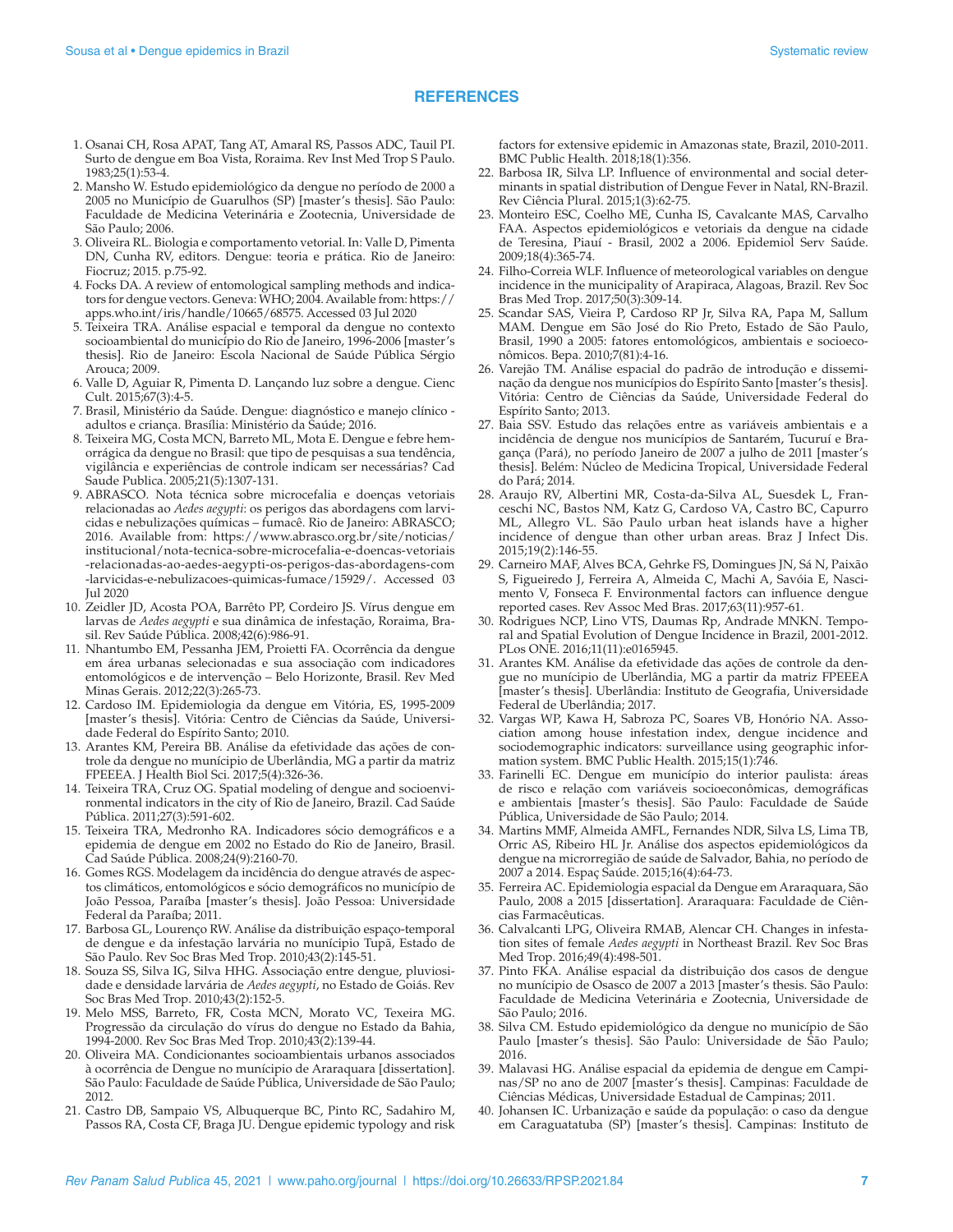## REFERENCES

1. Osanai CH, Rosa APAT, Tang AT, Amaral RS, Passos ADC, Tauil PI. Surto de dengue em Boa Vista, Roraima. Rev Inst Med Trop S Paulo. 1983;25(1):53-4.
2. Mansho W. Estudo epidemiológico da dengue no período de 2000 a 2005 no Município de Guarulhos (SP) [master's thesis]. São Paulo: Faculdade de Medicina Veterinária e Zootecnia, Universidade de São Paulo; 2006.
3. Oliveira RL. Biologia e comportamento vetorial. In: Valle D, Pimenta DN, Cunha RV, editors. Dengue: teoria e prática. Rio de Janeiro: Fiocruz; 2015. p.75-92.
4. Focks DA. A review of entomological sampling methods and indicators for dengue vectors. Geneva: WHO; 2004. Available from: https://apps.who.int/iris/handle/10665/68575. Accessed 03 Jul 2020
5. Teixeira TRA. Análise espacial e temporal da dengue no contexto socioambiental do município do Rio de Janeiro, 1996-2006 [master's thesis]. Rio de Janeiro: Escola Nacional de Saúde Pública Sérgio Arouca; 2009.
6. Valle D, Aguiar R, Pimenta D. Lançando luz sobre a dengue. Cienc Cult. 2015;67(3):4-5.
7. Brasil, Ministério da Saúde. Dengue: diagnóstico e manejo clínico - adultos e criança. Brasília: Ministério da Saúde; 2016.
8. Teixeira MG, Costa MCN, Barreto ML, Mota E. Dengue e febre hemorrágica da dengue no Brasil: que tipo de pesquisas a sua tendência, vigilância e experiências de controle indicam ser necessárias? Cad Saude Publica. 2005;21(5):1307-131.
9. ABRASCO. Nota técnica sobre microcefalia e doenças vetoriais relacionadas ao *Aedes aegypti*: os perigos das abordagens com larvicidas e nebulizações químicas – fumacê. Rio de Janeiro: ABRASCO; 2016. Available from: https://www.abrasco.org.br/site/noticias/institucional/nota-tecnica-sobre-microcefalia-e-doencas-vetoriais-relacionadas-ao-aedes-aegypti-os-perigos-das-abordagens-com-larvicidas-e-nebulizacoes-quimicas-fumace/15929/. Accessed 03 Jul 2020
10. Zeidler JD, Acosta POA, Barrêto PP, Cordeiro JS. Vírus dengue em larvas de *Aedes aegypti* e sua dinâmica de infestação, Roraima, Brasil. Rev Saúde Pública. 2008;42(6):986-91.
11. Nhantumbo EM, Pessanha JEM, Proietti FA. Ocorrência da dengue em área urbanas selecionadas e sua associação com indicadores entomológicos e de intervenção – Belo Horizonte, Brasil. Rev Med Minas Gerais. 2012;22(3):265-73.
12. Cardoso IM. Epidemiologia da dengue em Vitória, ES, 1995-2009 [master's thesis]. Vitória: Centro de Ciências da Saúde, Universidade Federal do Espírito Santo; 2010.
13. Arantes KM, Pereira BB. Análise da efetividade das ações de controle da dengue no município de Uberlândia, MG a partir da matriz FPEEEA. J Health Biol Sci. 2017;5(4):326-36.
14. Teixeira TRA, Cruz OG. Spatial modeling of dengue and socioenvironmental indicators in the city of Rio de Janeiro, Brazil. Cad Saúde Pública. 2011;27(3):591-602.
15. Teixeira TRA, Medronho RA. Indicadores sócio demográficos e a epidemia de dengue em 2002 no Estado do Rio de Janeiro, Brasil. Cad Saúde Pública. 2008;24(9):2160-70.
16. Gomes RGS. Modelagem da incidência do dengue através de aspectos climáticos, entomológicos e sócio demográficos no município de João Pessoa, Paraíba [master's thesis]. João Pessoa: Universidade Federal da Paraíba; 2011.
17. Barbosa GL, Lourenço RW. Análise da distribuição espaço-temporal de dengue e da infestação larvária no munícipio Tupã, Estado de São Paulo. Rev Soc Bras Med Trop. 2010;43(2):145-51.
18. Souza SS, Silva IG, Silva HHG. Associação entre dengue, pluviosidade e densidade larvária de *Aedes aegypti*, no Estado de Goiás. Rev Soc Bras Med Trop. 2010;43(2):152-5.
19. Melo MSS, Barreto, FR, Costa MCN, Morato VC, Texeira MG. Progressão da circulação do vírus do dengue no Estado da Bahia, 1994-2000. Rev Soc Bras Med Trop. 2010;43(2):139-44.
20. Oliveira MA. Condicionantes socioambientais urbanos associados à ocorrência de Dengue no munícipio de Araraquara [dissertation]. São Paulo: Faculdade de Saúde Pública, Universidade de São Paulo; 2012.
21. Castro DB, Sampaio VS, Albuquerque BC, Pinto RC, Sadahiro M, Passos RA, Costa CF, Braga JU. Dengue epidemic typology and risk factors for extensive epidemic in Amazonas state, Brazil, 2010-2011. BMC Public Health. 2018;18(1):356.
22. Barbosa IR, Silva LP. Influence of environmental and social determinants in spatial distribution of Dengue Fever in Natal, RN-Brazil. Rev Ciência Plural. 2015;1(3):62-75.
23. Monteiro ESC, Coelho ME, Cunha IS, Cavalcante MAS, Carvalho FAA. Aspectos epidemiológicos e vetoriais da dengue na cidade de Teresina, Piauí - Brasil, 2002 a 2006. Epidemiol Serv Saúde. 2009;18(4):365-74.
24. Filho-Correia WLF. Influence of meteorological variables on dengue incidence in the municipality of Arapiraca, Alagoas, Brazil. Rev Soc Bras Med Trop. 2017;50(3):309-14.
25. Scandar SAS, Vieira P, Cardoso RP Jr, Silva RA, Papa M, Sallum MAM. Dengue em São José do Rio Preto, Estado de São Paulo, Brasil, 1990 a 2005: fatores entomológicos, ambientais e socioeconômicos. Bepa. 2010;7(81):4-16.
26. Varejão TM. Análise espacial do padrão de introdução e disseminação da dengue nos municípios do Espírito Santo [master's thesis]. Vitória: Centro de Ciências da Saúde, Universidade Federal do Espírito Santo; 2013.
27. Baia SSV. Estudo das relações entre as variáveis ambientais e a incidência de dengue nos municípios de Santarém, Tucuruí e Bragança (Pará), no período Janeiro de 2007 a julho de 2011 [master's thesis]. Belém: Núcleo de Medicina Tropical, Universidade Federal do Pará; 2014.
28. Araujo RV, Albertini MR, Costa-da-Silva AL, Suesdek L, Franceschi NC, Bastos NM, Katz G, Cardoso VA, Castro BC, Capurro ML, Allegro VL. São Paulo urban heat islands have a higher incidence of dengue than other urban areas. Braz J Infect Dis. 2015;19(2):146-55.
29. Carneiro MAF, Alves BCA, Gehrke FS, Domingues JN, Sá N, Paixão S, Figueiredo J, Ferreira A, Almeida C, Machi A, Savóia E, Nascimento V, Fonseca F. Environmental factors can influence dengue reported cases. Rev Assoc Med Bras. 2017;63(11):957-61.
30. Rodrigues NCP, Lino VTS, Daumas Rp, Andrade MNKN. Temporal and Spatial Evolution of Dengue Incidence in Brazil, 2001-2012. PLos ONE. 2016;11(11):e0165945.
31. Arantes KM. Análise da efetividade das ações de controle da dengue no munícipio de Uberlândia, MG a partir da matriz FPEEEA [master's thesis]. Uberlândia: Instituto de Geografia, Universidade Federal de Uberlândia; 2017.
32. Vargas WP, Kawa H, Sabroza PC, Soares VB, Honório NA. Association among house infestation index, dengue incidence and sociodemographic indicators: surveillance using geographic information system. BMC Public Health. 2015;15(1):746.
33. Farinelli EC. Dengue em município do interior paulista: áreas de risco e relação com variáveis socioeconômicas, demográficas e ambientais [master's thesis]. São Paulo: Faculdade de Saúde Pública, Universidade de São Paulo; 2014.
34. Martins MMF, Almeida AMFL, Fernandes NDR, Silva LS, Lima TB, Orric AS, Ribeiro HL Jr. Análise dos aspectos epidemiológicos da dengue na microrregião de saúde de Salvador, Bahia, no período de 2007 a 2014. Espaç Saúde. 2015;16(4):64-73.
35. Ferreira AC. Epidemiologia espacial da Dengue em Araraquara, São Paulo, 2008 a 2015 [dissertation]. Araraquara: Faculdade de Ciências Farmacêuticas.
36. Calvalcanti LPG, Oliveira RMAB, Alencar CH. Changes in infestation sites of female *Aedes aegypti* in Northeast Brazil. Rev Soc Bras Med Trop. 2016;49(4):498-501.
37. Pinto FKA. Análise espacial da distribuição dos casos de dengue no munícipio de Osasco de 2007 a 2013 [master's thesis. São Paulo: Faculdade de Medicina Veterinária e Zootecnia, Universidade de São Paulo; 2016.
38. Silva CM. Estudo epidemiológico da dengue no município de São Paulo [master's thesis]. São Paulo: Universidade de São Paulo; 2016.
39. Malavasi HG. Análise espacial da epidemia de dengue em Campinas/SP no ano de 2007 [master's thesis]. Campinas: Faculdade de Ciências Médicas, Universidade Estadual de Campinas; 2011.
40. Johansen IC. Urbanização e saúde da população: o caso da dengue em Caraguatatuba (SP) [master's thesis]. Campinas: Instituto de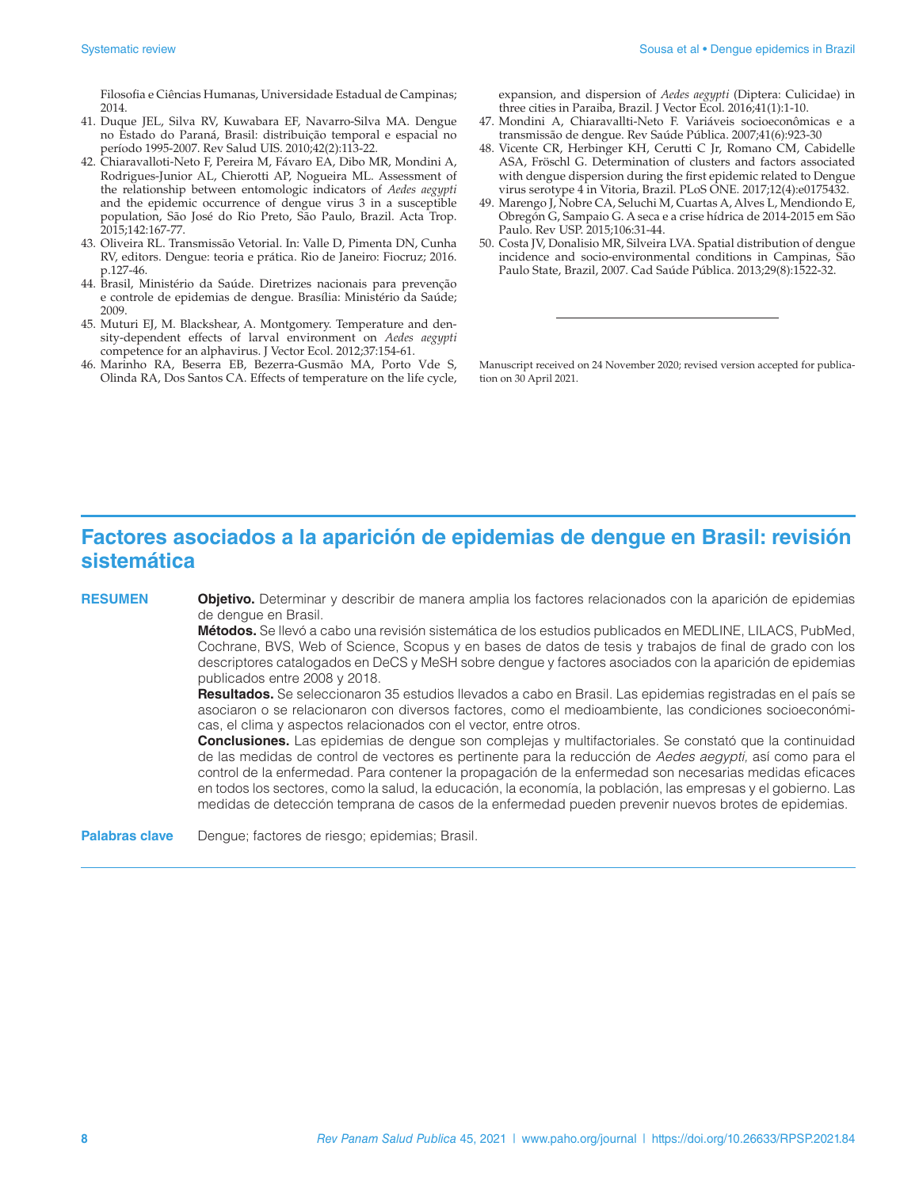Filosofia e Ciências Humanas, Universidade Estadual de Campinas; 2014.

41. Duque JEL, Silva RV, Kuwabara EF, Navarro-Silva MA. Dengue no Estado do Paraná, Brasil: distribuição temporal e espacial no período 1995-2007. Rev Salud UIS. 2010;42(2):113-22.
42. Chiaravalloti-Neto F, Pereira M, Fávaro EA, Dibo MR, Mondini A, Rodrigues-Junior AL, Chierotti AP, Nogueira ML. Assessment of the relationship between entomologic indicators of *Aedes aegypti* and the epidemic occurrence of dengue virus 3 in a susceptible population, São José do Rio Preto, São Paulo, Brazil. Acta Trop. 2015;142:167-77.
43. Oliveira RL. Transmissão Vetorial. In: Valle D, Pimenta DN, Cunha RV, editors. Dengue: teoria e prática. Rio de Janeiro: Fiocruz; 2016. p.127-46.
44. Brasil, Ministério da Saúde. Diretrizes nacionais para prevenção e controle de epidemias de dengue. Brasília: Ministério da Saúde; 2009.
45. Muturi EJ, M. Blackshear, A. Montgomery. Temperature and density-dependent effects of larval environment on *Aedes aegypti* competence for an alphavirus. J Vector Ecol. 2012;37:154-61.
46. Marinho RA, Beserra EB, Bezerra-Gusmão MA, Porto Vde S, Olinda RA, Dos Santos CA. Effects of temperature on the life cycle, expansion, and dispersion of *Aedes aegypti* (Diptera: Culicidae) in three cities in Paraiba, Brazil. J Vector Ecol. 2016;41(1):1-10.
47. Mondini A, Chiaravallti-Neto F. Variáveis socioeconômicas e a transmissão de dengue. Rev Saúde Pública. 2007;41(6):923-30
48. Vicente CR, Herbinger KH, Cerutti C Jr, Romano CM, Cabidelle ASA, Fröschl G. Determination of clusters and factors associated with dengue dispersion during the first epidemic related to Dengue virus serotype 4 in Vitoria, Brazil. PLoS ONE. 2017;12(4):e0175432.
49. Marengo J, Nobre CA, Seluchi M, Cuartas A, Alves L, Mendiondo E, Obregón G, Sampaio G. A seca e a crise hídrica de 2014-2015 em São Paulo. Rev USP. 2015;106:31-44.
50. Costa JV, Donalisio MR, Silveira LVA. Spatial distribution of dengue incidence and socio-environmental conditions in Campinas, São Paulo State, Brazil, 2007. Cad Saúde Pública. 2013;29(8):1522-32.

---

Manuscript received on 24 November 2020; revised version accepted for publication on 30 April 2021.

# Factores asociados a la aparición de epidemias de dengue en Brasil: revisión sistemática

**RESUMEN**

**Objetivo.** Determinar y describir de manera amplia los factores relacionados con la aparición de epidemias de dengue en Brasil.

**Métodos.** Se llevó a cabo una revisión sistemática de los estudios publicados en MEDLINE, LILACS, PubMed, Cochrane, BVS, Web of Science, Scopus y en bases de datos de tesis y trabajos de final de grado con los descriptores catalogados en DeCS y MeSH sobre dengue y factores asociados con la aparición de epidemias publicados entre 2008 y 2018.

**Resultados.** Se seleccionaron 35 estudios llevados a cabo en Brasil. Las epidemias registradas en el país se asociaron o se relacionaron con diversos factores, como el medioambiente, las condiciones socioeconómicas, el clima y aspectos relacionados con el vector, entre otros.

**Conclusiones.** Las epidemias de dengue son complejas y multifactoriales. Se constató que la continuidad de las medidas de control de vectores es pertinente para la reducción de *Aedes aegypti*, así como para el control de la enfermedad. Para contener la propagación de la enfermedad son necesarias medidas eficaces en todos los sectores, como la salud, la educación, la economía, la población, las empresas y el gobierno. Las medidas de detección temprana de casos de la enfermedad pueden prevenir nuevos brotes de epidemias.

**Palabras clave** Dengue; factores de riesgo; epidemias; Brasil.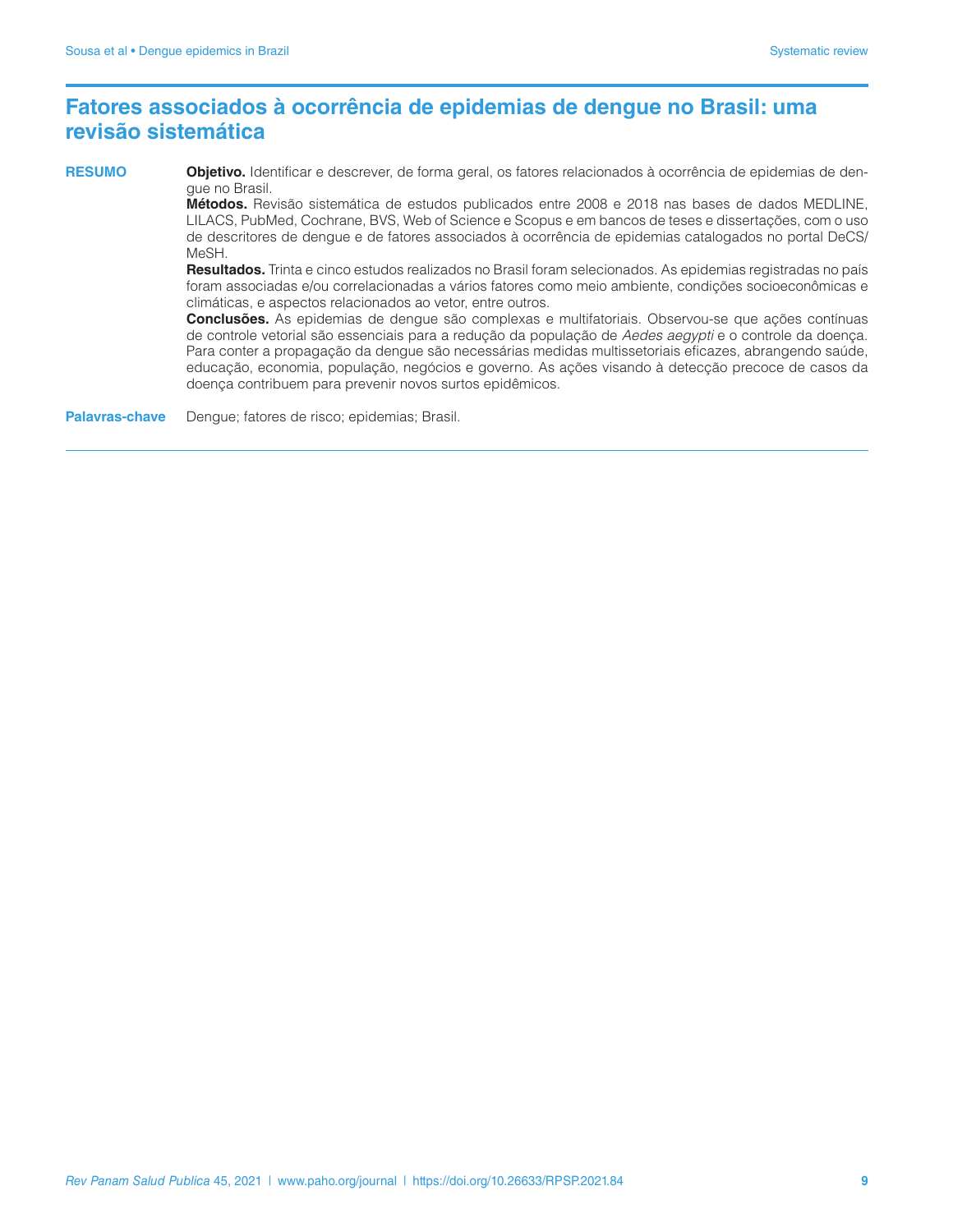# Fatores associados à ocorrência de epidemias de dengue no Brasil: uma revisão sistemática

**RESUMO**

**Objetivo.** Identificar e descrever, de forma geral, os fatores relacionados à ocorrência de epidemias de dengue no Brasil.

**Métodos.** Revisão sistemática de estudos publicados entre 2008 e 2018 nas bases de dados MEDLINE, LILACS, PubMed, Cochrane, BVS, Web of Science e Scopus e em bancos de teses e dissertações, com o uso de descritores de dengue e de fatores associados à ocorrência de epidemias catalogados no portal DeCS/MeSH.

**Resultados.** Trinta e cinco estudos realizados no Brasil foram selecionados. As epidemias registradas no país foram associadas e/ou correlacionadas a vários fatores como meio ambiente, condições socioeconômicas e climáticas, e aspectos relacionados ao vetor, entre outros.

**Conclusões.** As epidemias de dengue são complexas e multifatoriais. Observou-se que ações contínuas de controle vetorial são essenciais para a redução da população de *Aedes aegypti* e o controle da doença. Para conter a propagação da dengue são necessárias medidas multissetoriais eficazes, abrangendo saúde, educação, economia, população, negócios e governo. As ações visando à detecção precoce de casos da doença contribuem para prevenir novos surtos epidêmicos.

**Palavras-chave** Dengue; fatores de risco; epidemias; Brasil.